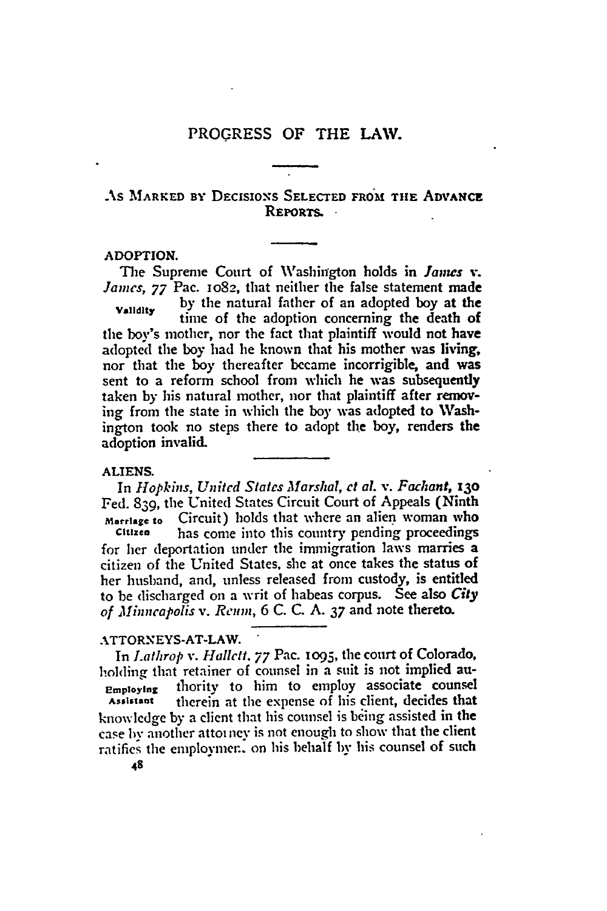# PROGRESS OF THE LAW.

## As Marked by Decisions Selected from the Advance Reports.

### ADOPTION.

Validity

The Supreme Court of Washington holds in *James v. James*, 77 Pac. 1082, that neither the false statement made by the natural father of an adopted boy at the time of the adoption concerning the death of the boy's mother, nor the fact that plaintiff would not have adopted the boy had he known that his mother was living, nor that the boy thereafter became incorrigible, and was sent to a reform school from which he was subsequently taken by his natural mother, nor that plaintiff after removing from the state in which the boy was adopted to Washington took no steps there to adopt the boy, renders the adoption invalid.

### ALIENS.

Marriage to Citizen

In *Hopkins, United States Marshal, et al. v. Fachant*, 130 Fed. 839, the United States Circuit Court of Appeals (Ninth Circuit) holds that where an alien woman who has come into this country pending proceedings for her deportation under the immigration laws marries a citizen of the United States, she at once takes the status of her husband, and, unless released from custody, is entitled to be discharged on a writ of habeas corpus. See also *City of Minneapolis v. Reum*, 6 C. C. A. 37 and note thereto.

### ATTORNEYS-AT-LAW.

Employing Assistant

In *Lathrop v. Hallett*, 77 Pac. 1095, the court of Colorado, holding that retainer of counsel in a suit is not implied authority to him to employ associate counsel therein at the expense of his client, decides that knowledge by a client that his counsel is being assisted in the case by another attorney is not enough to show that the client ratifies the employment on his behalf by his counsel of such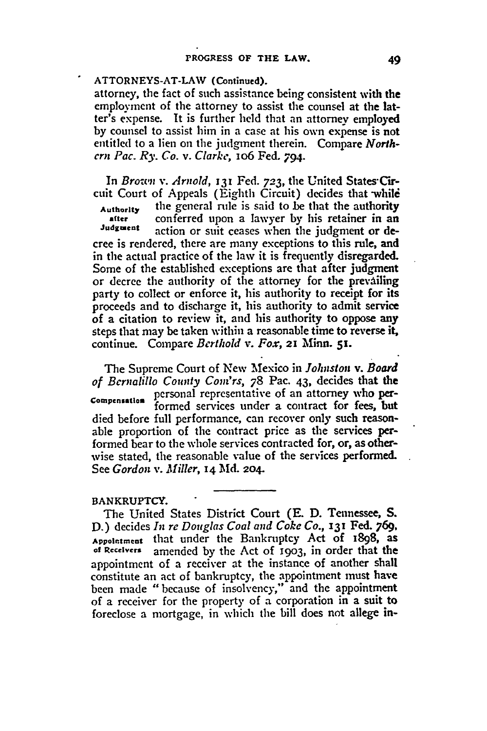ATTORNEYS-AT-LAW (Continued).

attorney, the fact of such assistance being consistent with the employment of the attorney to assist the counsel at the latter's expense. It is further held that an attorney employed by counsel to assist him in a case at his own expense is not entitled to a lien on the judgment therein. Compare *Northern Pac. Ry. Co. v. Clarke*, 106 Fed. 794.

Authority after Judgment

In *Brown v. Arnold*, 131 Fed. 723, the United States Circuit Court of Appeals (Eighth Circuit) decides that while the general rule is said to be that the authority conferred upon a lawyer by his retainer in an action or suit ceases when the judgment or decree is rendered, there are many exceptions to this rule, and in the actual practice of the law it is frequently disregarded. Some of the established exceptions are that after judgment or decree the authority of the attorney for the prevailing party to collect or enforce it, his authority to receipt for its proceeds and to discharge it, his authority to admit service of a citation to review it, and his authority to oppose any steps that may be taken within a reasonable time to reverse it, continue. Compare *Berthold v. Fox*, 21 Minn. 51.

Compensation

The Supreme Court of New Mexico in *Johnston v. Board of Bernalillo County Com'rs*, 78 Pac. 43, decides that the personal representative of an attorney who performed services under a contract for fees, but died before full performance, can recover only such reasonable proportion of the contract price as the services performed bear to the whole services contracted for, or, as otherwise stated, the reasonable value of the services performed. See *Gordon v. Miller*, 14 Md. 204.

---

BANKRUPTCY.

Appointment of Receivers

The United States District Court (E. D. Tennessee, S. D.) decides *In re Douglas Coal and Coke Co.*, 131 Fed. 769, that under the Bankruptcy Act of 1898, as amended by the Act of 1903, in order that the appointment of a receiver at the instance of another shall constitute an act of bankruptcy, the appointment must have been made "because of insolvency," and the appointment of a receiver for the property of a corporation in a suit to foreclose a mortgage, in which the bill does not allege in-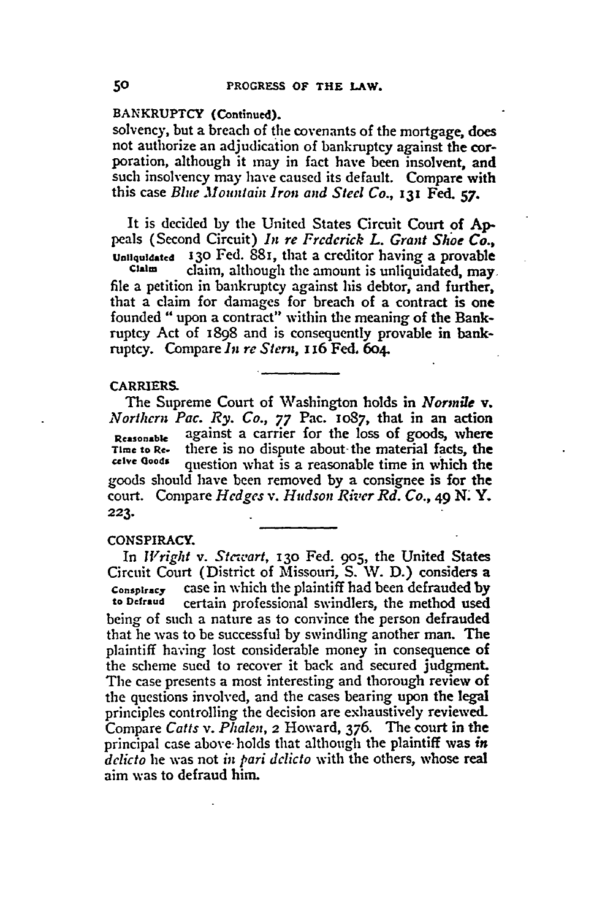BANKRUPTCY (Continued).

solvency, but a breach of the covenants of the mortgage, does not authorize an adjudication of bankruptcy against the corporation, although it may in fact have been insolvent, and such insolvency may have caused its default. Compare with this case *Blue Mountain Iron and Steel Co.*, 131 Fed. 57.

Unliquidated Claim

It is decided by the United States Circuit Court of Appeals (Second Circuit) *In re Frederick L. Grant Shoe Co.*, 130 Fed. 881, that a creditor having a provable claim, although the amount is unliquidated, may file a petition in bankruptcy against his debtor, and further, that a claim for damages for breach of a contract is one founded "upon a contract" within the meaning of the Bankruptcy Act of 1898 and is consequently provable in bankruptcy. Compare *In re Stern*, 116 Fed. 604.

## CARRIERS.

Reasonable Time to Receive Goods

The Supreme Court of Washington holds in *Normile* v. *Northern Pac. Ry. Co.*, 77 Pac. 1087, that in an action against a carrier for the loss of goods, where there is no dispute about the material facts, the question what is a reasonable time in which the goods should have been removed by a consignee is for the court. Compare *Hedges* v. *Hudson River Rd. Co.*, 49 N. Y. 223.

## CONSPIRACY.

Conspiracy to Defraud

In *Wright* v. *Stewart*, 130 Fed. 905, the United States Circuit Court (District of Missouri, S. W. D.) considers a case in which the plaintiff had been defrauded by certain professional swindlers, the method used being of such a nature as to convince the person defrauded that he was to be successful by swindling another man. The plaintiff having lost considerable money in consequence of the scheme sued to recover it back and secured judgment. The case presents a most interesting and thorough review of the questions involved, and the cases bearing upon the legal principles controlling the decision are exhaustively reviewed. Compare *Catts* v. *Phalen*, 2 Howard, 376. The court in the principal case above holds that although the plaintiff was *in delicto* he was not *in pari delicto* with the others, whose real aim was to defraud him.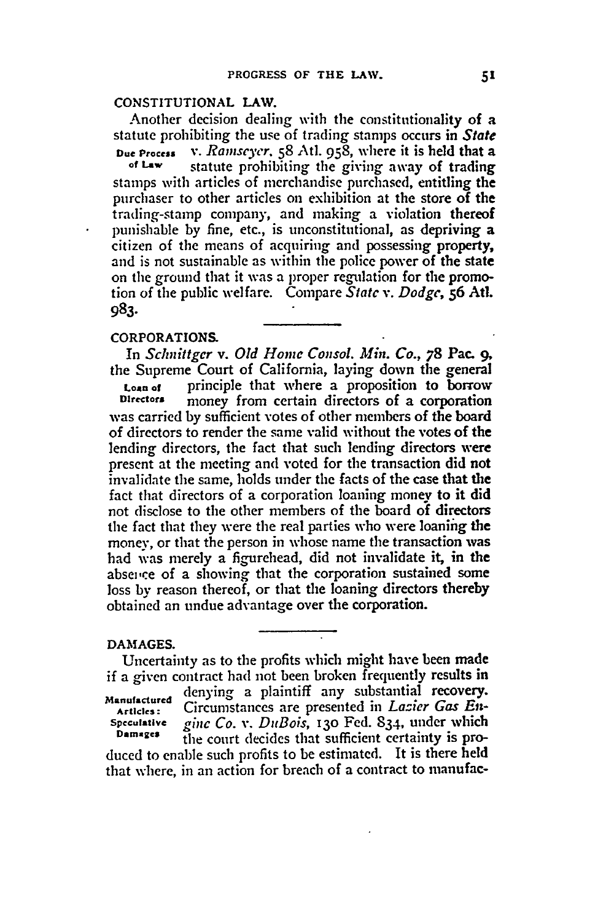## CONSTITUTIONAL LAW.

Another decision dealing with the constitutionality of a statute prohibiting the use of trading stamps occurs in *State* v. *Ramseyer*, 58 Atl. 958, where it is held that a statute prohibiting the giving away of trading stamps with articles of merchandise purchased, entitling the purchaser to other articles on exhibition at the store of the trading-stamp company, and making a violation thereof punishable by fine, etc., is unconstitutional, as depriving a citizen of the means of acquiring and possessing property, and is not sustainable as within the police power of the state on the ground that it was a proper regulation for the promotion of the public welfare. Compare *State* v. *Dodge*, 56 Atl. 983.

Due Process of Law

## CORPORATIONS.

In *Schnittger* v. *Old Home Consol. Min. Co.*, 78 Pac. 9, the Supreme Court of California, laying down the general principle that where a proposition to borrow money from certain directors of a corporation was carried by sufficient votes of other members of the board of directors to render the same valid without the votes of the lending directors, the fact that such lending directors were present at the meeting and voted for the transaction did not invalidate the same, holds under the facts of the case that the fact that directors of a corporation loaning money to it did not disclose to the other members of the board of directors the fact that they were the real parties who were loaning the money, or that the person in whose name the transaction was had was merely a figurehead, did not invalidate it, in the absence of a showing that the corporation sustained some loss by reason thereof, or that the loaning directors thereby obtained an undue advantage over the corporation.

Loan of Directors

## DAMAGES.

Uncertainty as to the profits which might have been made if a given contract had not been broken frequently results in denying a plaintiff any substantial recovery. Circumstances are presented in *Lazier Gas Engine Co.* v. *DuBois*, 130 Fed. 834, under which the court decides that sufficient certainty is produced to enable such profits to be estimated. It is there held that where, in an action for breach of a contract to manufac-

Manufactured Articles: Speculative Damages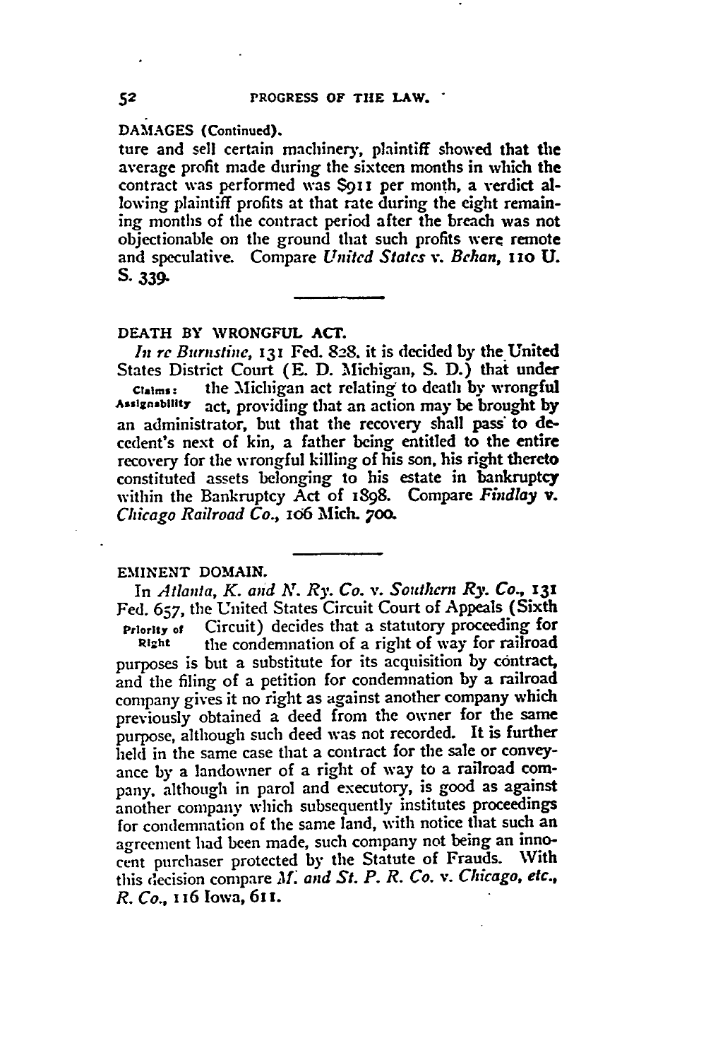DAMAGES (Continued).

ture and sell certain machinery, plaintiff showed that the average profit made during the sixteen months in which the contract was performed was $911 per month, a verdict allowing plaintiff profits at that rate during the eight remaining months of the contract period after the breach was not objectionable on the ground that such profits were remote and speculative. Compare *United States* v. *Behan*, 110 U. S. 339.

DEATH BY WRONGFUL ACT.

Claims: Assignability

*In re Burnstine*, 131 Fed. 828, it is decided by the United States District Court (E. D. Michigan, S. D.) that under the Michigan act relating to death by wrongful act, providing that an action may be brought by an administrator, but that the recovery shall pass to decedent's next of kin, a father being entitled to the entire recovery for the wrongful killing of his son, his right thereto constituted assets belonging to his estate in bankruptcy within the Bankruptcy Act of 1898. Compare *Findlay* v. *Chicago Railroad Co.*, 106 Mich. 700.

EMINENT DOMAIN.

Priority of Right

In *Atlanta, K. and N. Ry. Co.* v. *Southern Ry. Co.*, 131 Fed. 657, the United States Circuit Court of Appeals (Sixth Circuit) decides that a statutory proceeding for the condemnation of a right of way for railroad purposes is but a substitute for its acquisition by contract, and the filing of a petition for condemnation by a railroad company gives it no right as against another company which previously obtained a deed from the owner for the same purpose, although such deed was not recorded. It is further held in the same case that a contract for the sale or conveyance by a landowner of a right of way to a railroad company, although in parol and executory, is good as against another company which subsequently institutes proceedings for condemnation of the same land, with notice that such an agreement had been made, such company not being an innocent purchaser protected by the Statute of Frauds. With this decision compare *M. and St. P. R. Co.* v. *Chicago, etc., R. Co.*, 116 Iowa, 611.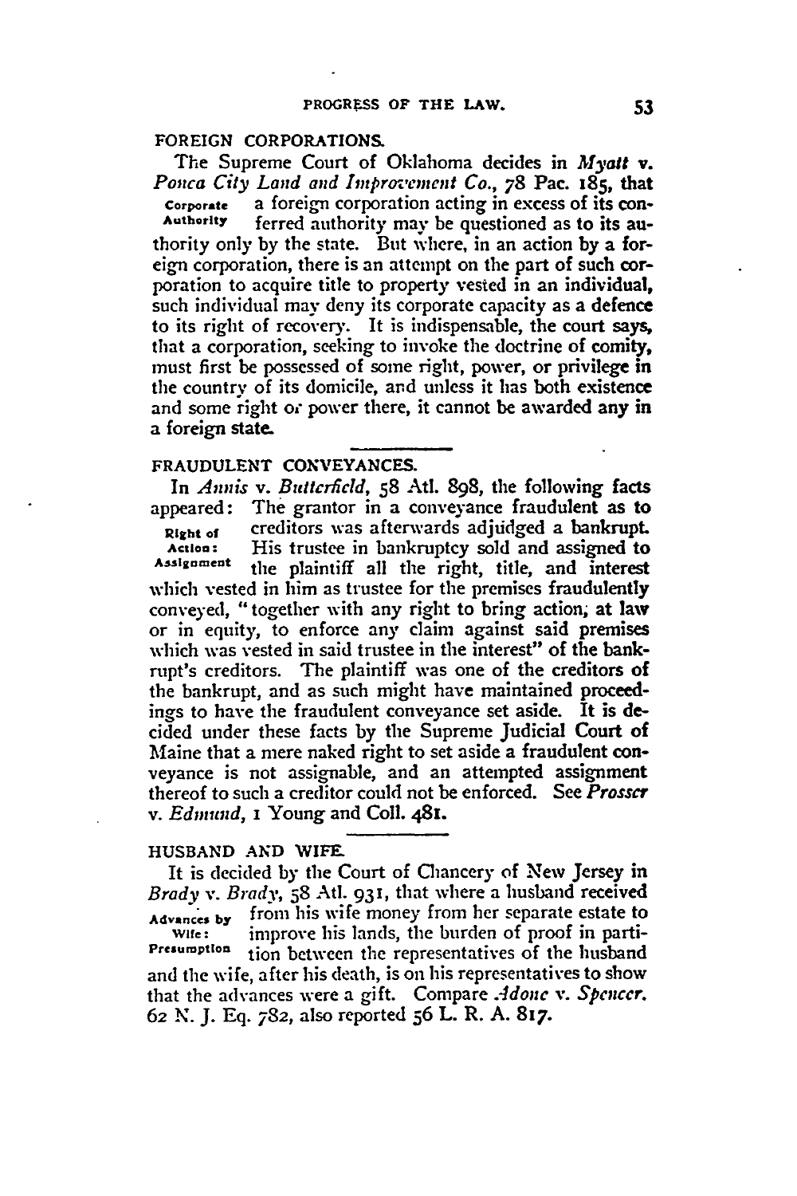## FOREIGN CORPORATIONS.

The Supreme Court of Oklahoma decides in *Myatt* v. *Ponca City Land and Improvement Co.*, 78 Pac. 185, that a foreign corporation acting in excess of its conferred authority may be questioned as to its authority only by the state. But where, in an action by a foreign corporation, there is an attempt on the part of such corporation to acquire title to property vested in an individual, such individual may deny its corporate capacity as a defence to its right of recovery. It is indispensable, the court says, that a corporation, seeking to invoke the doctrine of comity, must first be possessed of some right, power, or privilege in the country of its domicile, and unless it has both existence and some right or power there, it cannot be awarded any in a foreign state.

**Corporate Authority**

## FRAUDULENT CONVEYANCES.

In *Annis* v. *Butterfield*, 58 Atl. 898, the following facts appeared: The grantor in a conveyance fraudulent as to creditors was afterwards adjudged a bankrupt. His trustee in bankruptcy sold and assigned to the plaintiff all the right, title, and interest which vested in him as trustee for the premises fraudulently conveyed, "together with any right to bring action, at law or in equity, to enforce any claim against said premises which was vested in said trustee in the interest" of the bankrupt's creditors. The plaintiff was one of the creditors of the bankrupt, and as such might have maintained proceedings to have the fraudulent conveyance set aside. It is decided under these facts by the Supreme Judicial Court of Maine that a mere naked right to set aside a fraudulent conveyance is not assignable, and an attempted assignment thereof to such a creditor could not be enforced. See *Prosser* v. *Edmund*, 1 Young and Coll. 481.

**Right of Action: Assignment**

## HUSBAND AND WIFE.

It is decided by the Court of Chancery of New Jersey in *Brady* v. *Brady*, 58 Atl. 931, that where a husband received from his wife money from her separate estate to improve his lands, the burden of proof in partition between the representatives of the husband and the wife, after his death, is on his representatives to show that the advances were a gift. Compare *Adoue* v. *Spencer*. 62 N. J. Eq. 782, also reported 56 L. R. A. 817.

**Advances by Wife: Presumption**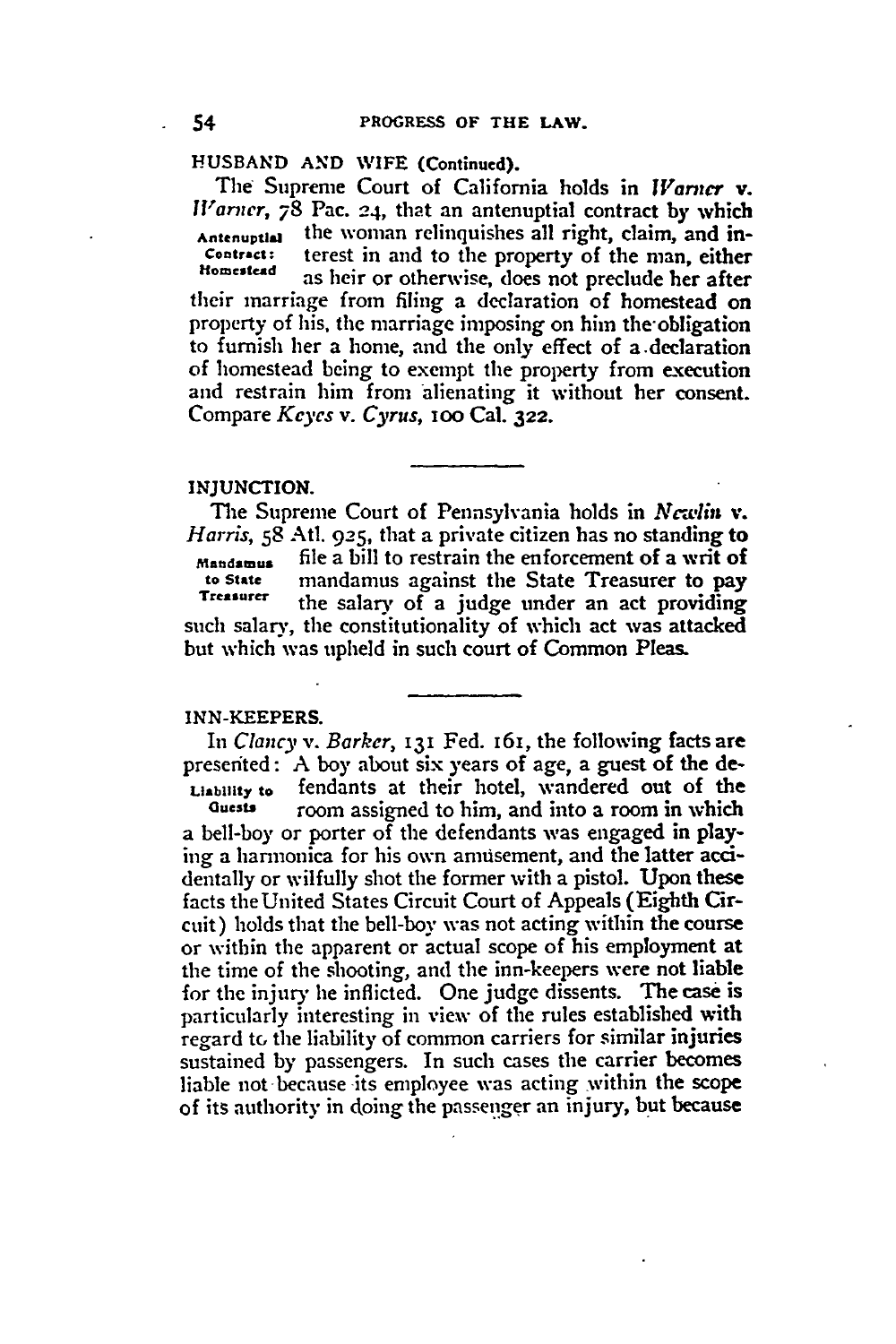HUSBAND AND WIFE (Continued).

The Supreme Court of California holds in *Warner* v. *Warner*, 78 Pac. 24, that an antenuptial contract by which the woman relinquishes all right, claim, and interest in and to the property of the man, either as heir or otherwise, does not preclude her after their marriage from filing a declaration of homestead on property of his, the marriage imposing on him the obligation to furnish her a home, and the only effect of a declaration of homestead being to exempt the property from execution and restrain him from alienating it without her consent. Compare *Keyes* v. *Cyrus*, 100 Cal. 322.

Antenuptial Contract: Homestead

INJUNCTION.

The Supreme Court of Pennsylvania holds in *Newlin* v. *Harris*, 58 Atl. 925, that a private citizen has no standing to file a bill to restrain the enforcement of a writ of mandamus against the State Treasurer to pay the salary of a judge under an act providing such salary, the constitutionality of which act was attacked but which was upheld in such court of Common Pleas.

Mandamus to State Treasurer

INN-KEEPERS.

In *Clancy* v. *Barker*, 131 Fed. 161, the following facts are presented: A boy about six years of age, a guest of the defendants at their hotel, wandered out of the room assigned to him, and into a room in which a bell-boy or porter of the defendants was engaged in playing a harmonica for his own amusement, and the latter accidentally or wilfully shot the former with a pistol. Upon these facts the United States Circuit Court of Appeals (Eighth Circuit) holds that the bell-boy was not acting within the course or within the apparent or actual scope of his employment at the time of the shooting, and the inn-keepers were not liable for the injury he inflicted. One judge dissents. The case is particularly interesting in view of the rules established with regard to the liability of common carriers for similar injuries sustained by passengers. In such cases the carrier becomes liable not because its employee was acting within the scope of its authority in doing the passenger an injury, but because

Liability to Guests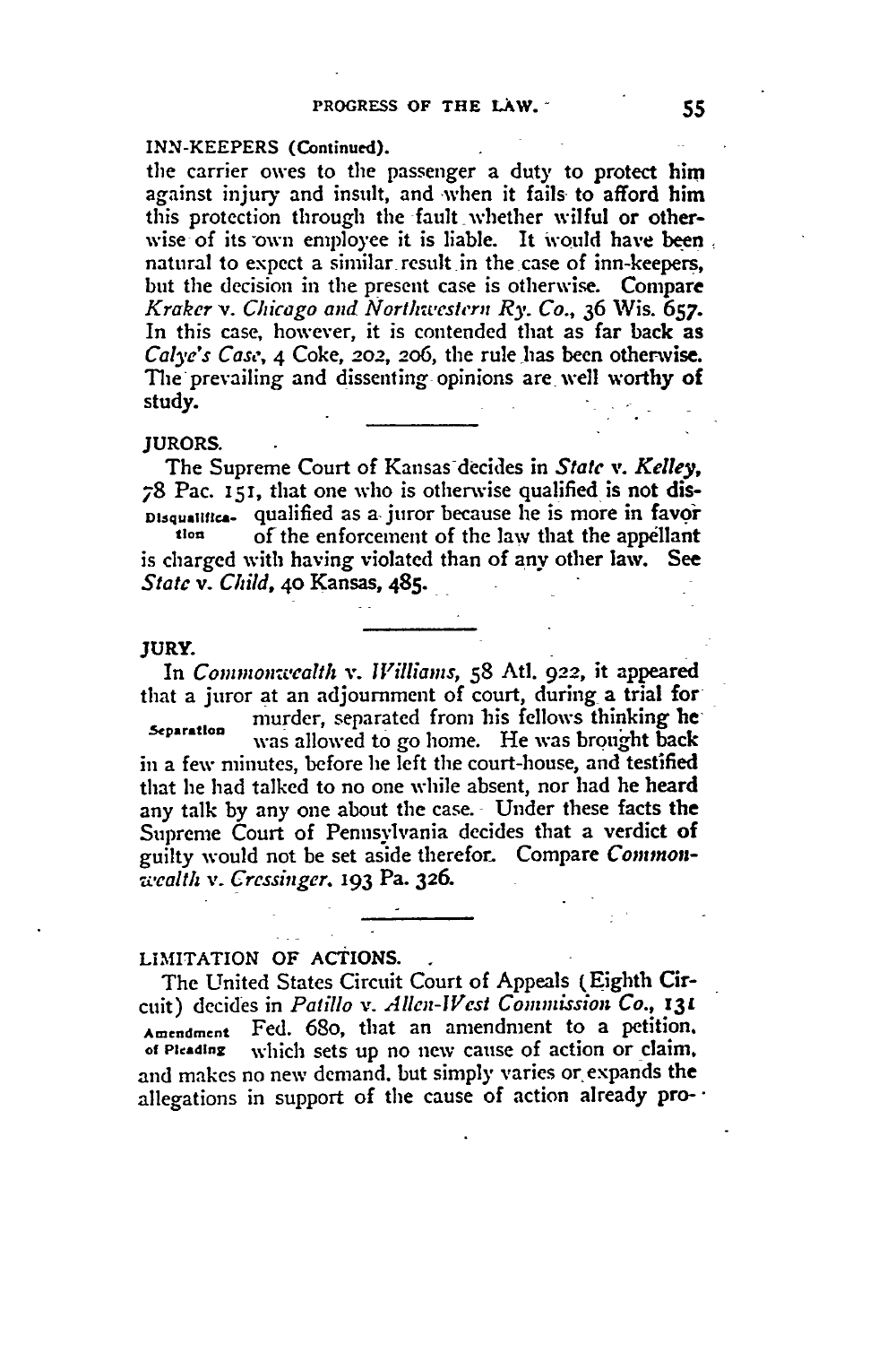INN-KEEPERS (Continued).

the carrier owes to the passenger a duty to protect him against injury and insult, and when it fails to afford him this protection through the fault whether wilful or otherwise of its own employee it is liable. It would have been natural to expect a similar result in the case of inn-keepers, but the decision in the present case is otherwise. Compare *Kraker* v. *Chicago and Northwestern Ry. Co.*, 36 Wis. 657. In this case, however, it is contended that as far back as *Calye's Case*, 4 Coke, 202, 206, the rule has been otherwise. The prevailing and dissenting opinions are well worthy of study.

JURORS.

The Supreme Court of Kansas decides in *State* v. *Kelley*, 78 Pac. 151, that one who is otherwise qualified is not disqualified as a juror because he is more in favor of the enforcement of the law that the appellant is charged with having violated than of any other law. See *State* v. *Child*, 40 Kansas, 485.

Disqualification

JURY.

In *Commonwealth* v. *Williams*, 58 Atl. 922, it appeared that a juror at an adjournment of court, during a trial for murder, separated from his fellows thinking he was allowed to go home. He was brought back in a few minutes, before he left the court-house, and testified that he had talked to no one while absent, nor had he heard any talk by any one about the case. Under these facts the Supreme Court of Pennsylvania decides that a verdict of guilty would not be set aside therefor. Compare *Commonwealth* v. *Cressinger*, 193 Pa. 326.

Separation

LIMITATION OF ACTIONS.

The United States Circuit Court of Appeals (Eighth Circuit) decides in *Patillo* v. *Allen-West Commission Co.*, 131 Fed. 680, that an amendment to a petition, which sets up no new cause of action or claim, and makes no new demand, but simply varies or expands the allegations in support of the cause of action already pro-

Amendment of Pleading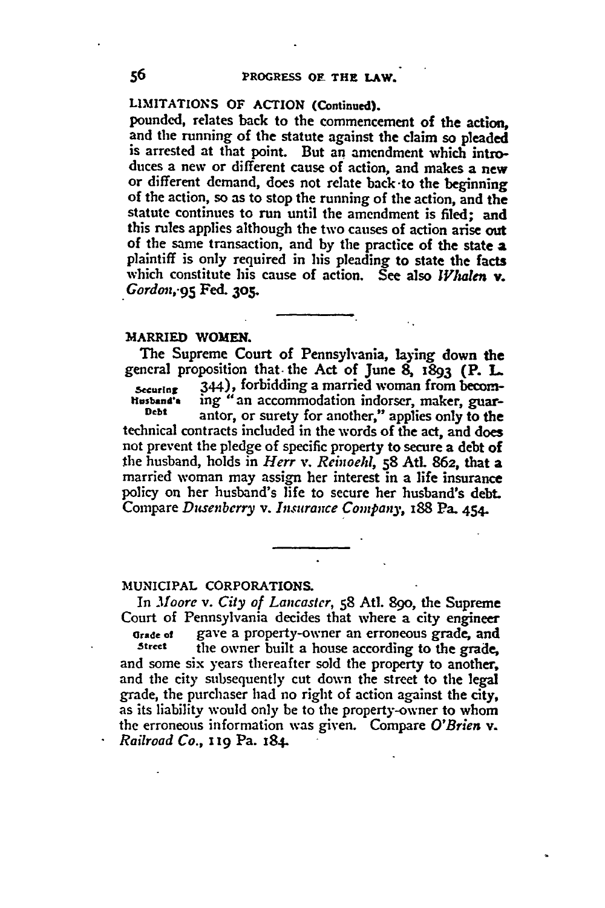LIMITATIONS OF ACTION (Continued).

pounded, relates back to the commencement of the action, and the running of the statute against the claim so pleaded is arrested at that point. But an amendment which introduces a new or different cause of action, and makes a new or different demand, does not relate back to the beginning of the action, so as to stop the running of the action, and the statute continues to run until the amendment is filed; and this rules applies although the two causes of action arise out of the same transaction, and by the practice of the state a plaintiff is only required in his pleading to state the facts which constitute his cause of action. See also *Whalen* v. *Gordon*, 95 Fed. 305.

## MARRIED WOMEN.

**Securing Husband's Debt**

The Supreme Court of Pennsylvania, laying down the general proposition that the Act of June 8, 1893 (P. L. 344), forbidding a married woman from becoming "an accommodation indorser, maker, guarantor, or surety for another," applies only to the technical contracts included in the words of the act, and does not prevent the pledge of specific property to secure a debt of the husband, holds in *Herr* v. *Reinoehl*, 58 Atl. 862, that a married woman may assign her interest in a life insurance policy on her husband's life to secure her husband's debt. Compare *Dusenberry* v. *Insurance Company*, 188 Pa. 454.

## MUNICIPAL CORPORATIONS.

**Grade of Street**

In *Moore* v. *City of Lancaster*, 58 Atl. 890, the Supreme Court of Pennsylvania decides that where a city engineer gave a property-owner an erroneous grade, and the owner built a house according to the grade, and some six years thereafter sold the property to another, and the city subsequently cut down the street to the legal grade, the purchaser had no right of action against the city, as its liability would only be to the property-owner to whom the erroneous information was given. Compare *O'Brien* v. *Railroad Co.*, 119 Pa. 184.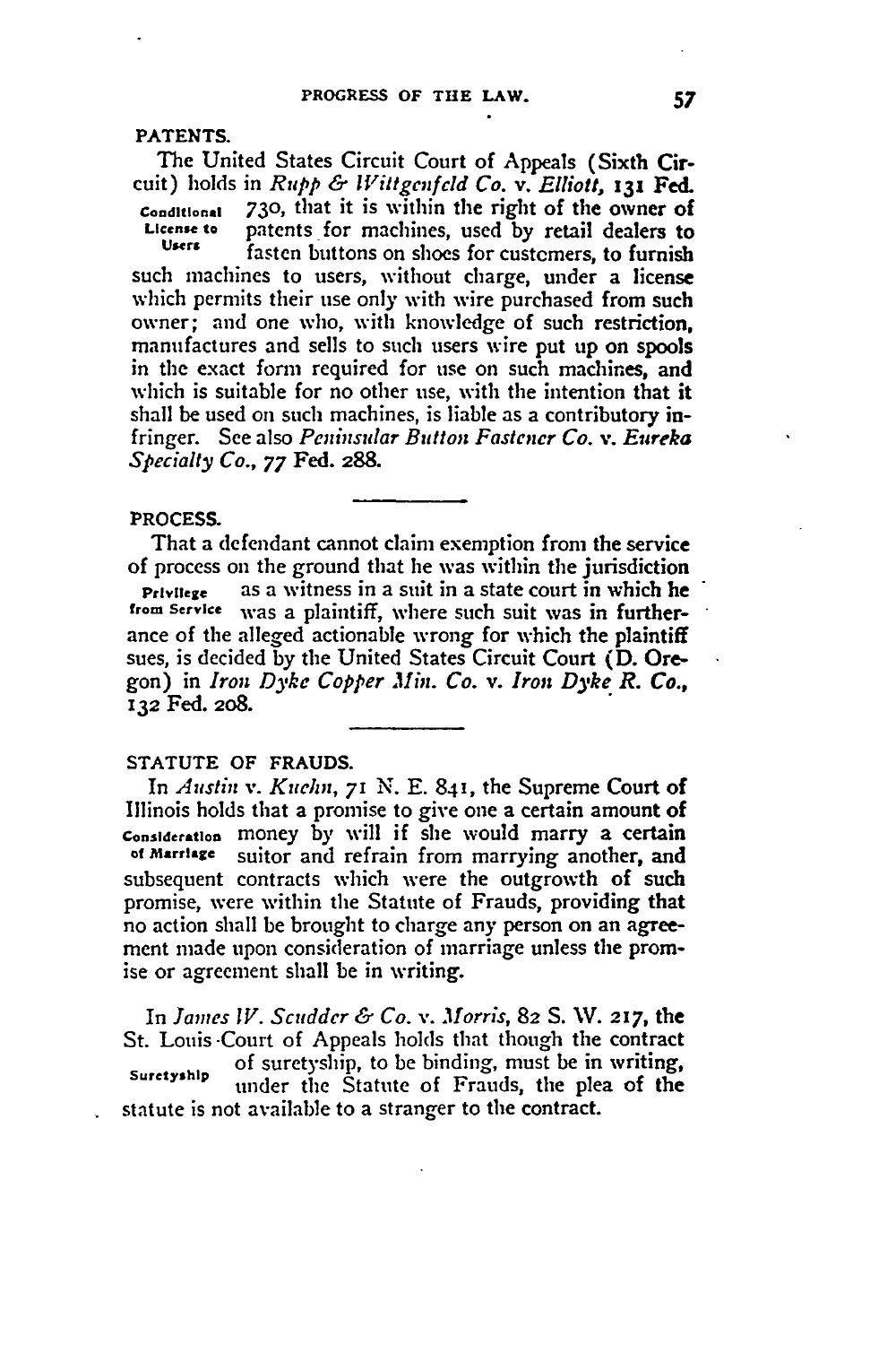## PATENTS.

The United States Circuit Court of Appeals (Sixth Circuit) holds in *Rupp & Wittgenfeld Co.* v. *Elliott*, 131 Fed. 730, that it is within the right of the owner of patents for machines, used by retail dealers to fasten buttons on shoes for customers, to furnish such machines to users, without charge, under a license which permits their use only with wire purchased from such owner; and one who, with knowledge of such restriction, manufactures and sells to such users wire put up on spools in the exact form required for use on such machines, and which is suitable for no other use, with the intention that it shall be used on such machines, is liable as a contributory infringer. See also *Peninsular Button Fastener Co.* v. *Eureka Specialty Co.*, 77 Fed. 288.

Conditional License to Users

## PROCESS.

That a defendant cannot claim exemption from the service of process on the ground that he was within the jurisdiction as a witness in a suit in a state court in which he was a plaintiff, where such suit was in furtherance of the alleged actionable wrong for which the plaintiff sues, is decided by the United States Circuit Court (D. Oregon) in *Iron Dyke Copper Min. Co.* v. *Iron Dyke R. Co.*, 132 Fed. 208.

Privilege from Service

## STATUTE OF FRAUDS.

In *Austin* v. *Kuehn*, 71 N. E. 841, the Supreme Court of Illinois holds that a promise to give one a certain amount of money by will if she would marry a certain suitor and refrain from marrying another, and subsequent contracts which were the outgrowth of such promise, were within the Statute of Frauds, providing that no action shall be brought to charge any person on an agreement made upon consideration of marriage unless the promise or agreement shall be in writing.

Consideration of Marriage

In *James W. Scudder & Co.* v. *Morris*, 82 S. W. 217, the St. Louis Court of Appeals holds that though the contract of suretyship, to be binding, must be in writing, under the Statute of Frauds, the plea of the statute is not available to a stranger to the contract.

Suretyship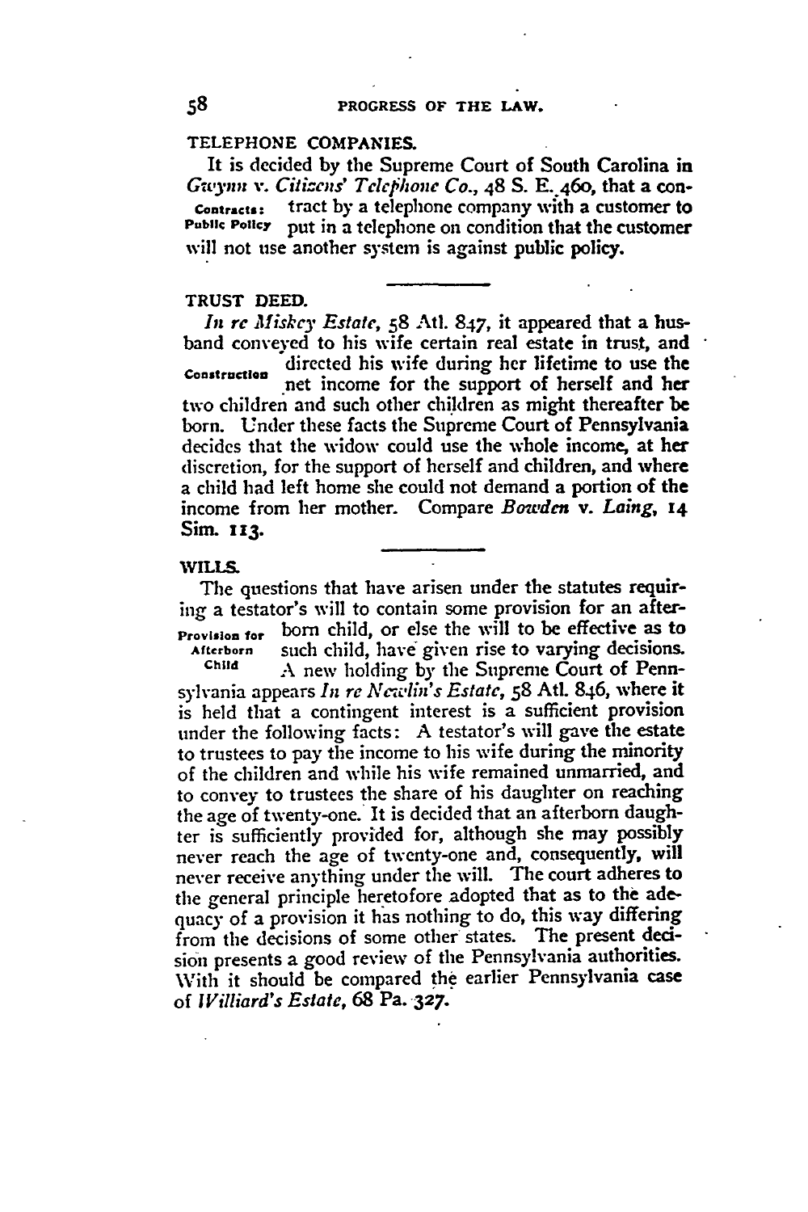## TELEPHONE COMPANIES.

**Contracts: Public Policy**

It is decided by the Supreme Court of South Carolina in *Gwynn* v. *Citizens' Telephone Co.*, 48 S. E. 460, that a contract by a telephone company with a customer to put in a telephone on condition that the customer will not use another system is against public policy.

## TRUST DEED.

**Construction**

*In re Miskey Estate*, 58 Atl. 847, it appeared that a husband conveyed to his wife certain real estate in trust, and directed his wife during her lifetime to use the net income for the support of herself and her two children and such other children as might thereafter be born. Under these facts the Supreme Court of Pennsylvania decides that the widow could use the whole income, at her discretion, for the support of herself and children, and where a child had left home she could not demand a portion of the income from her mother. Compare *Bowden* v. *Laing*, 14 Sim. 113.

## WILLS.

**Provision for Afterborn Child**

The questions that have arisen under the statutes requiring a testator's will to contain some provision for an afterborn child, or else the will to be effective as to such child, have given rise to varying decisions. A new holding by the Supreme Court of Pennsylvania appears *In re Newlin's Estate*, 58 Atl. 846, where it is held that a contingent interest is a sufficient provision under the following facts: A testator's will gave the estate to trustees to pay the income to his wife during the minority of the children and while his wife remained unmarried, and to convey to trustees the share of his daughter on reaching the age of twenty-one. It is decided that an afterborn daughter is sufficiently provided for, although she may possibly never reach the age of twenty-one and, consequently, will never receive anything under the will. The court adheres to the general principle heretofore adopted that as to the adequacy of a provision it has nothing to do, this way differing from the decisions of some other states. The present decision presents a good review of the Pennsylvania authorities. With it should be compared the earlier Pennsylvania case of *Willard's Estate*, 68 Pa. 327.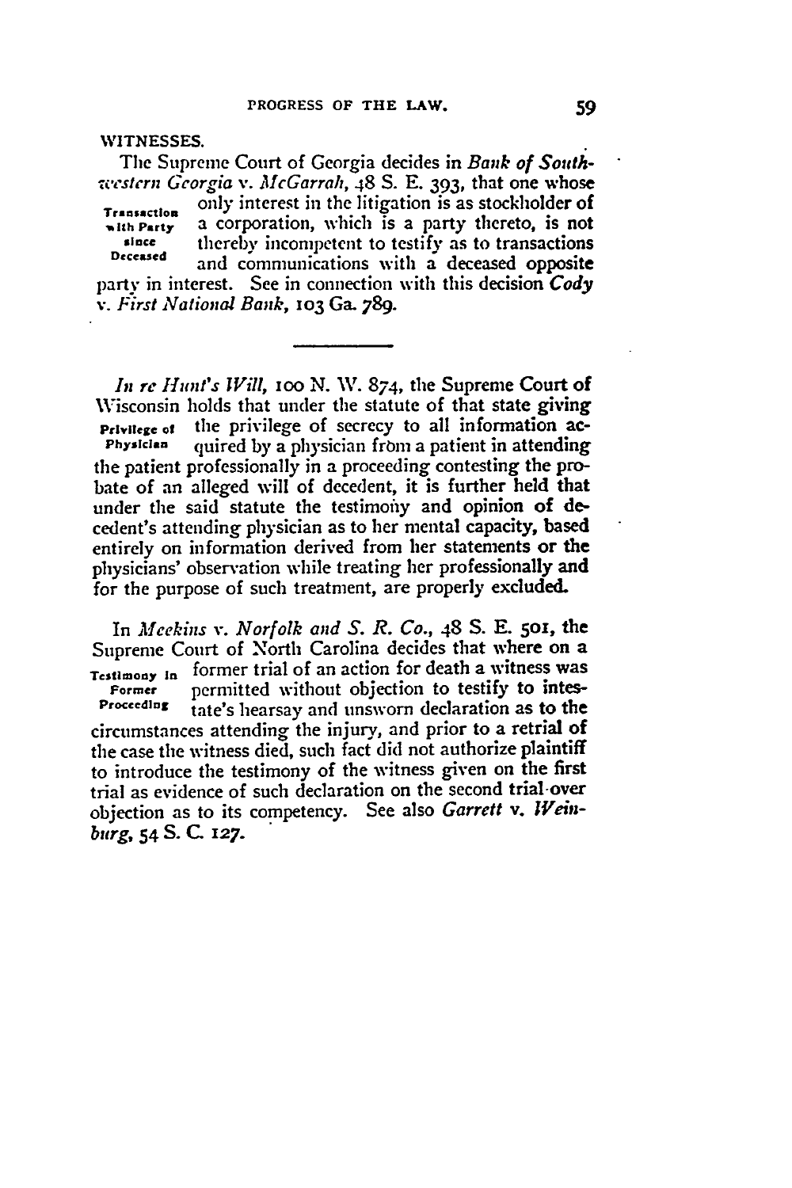WITNESSES.

The Supreme Court of Georgia decides in *Bank of Southwestern Georgia* v. *McGarrah*, 48 S. E. 393, that one whose only interest in the litigation is as stockholder of a corporation, which is a party thereto, is not thereby incompetent to testify as to transactions and communications with a deceased opposite party in interest. See in connection with this decision *Cody* v. *First National Bank*, 103 Ga. 789.

Transaction with Party since Deceased

---

*In re Hunt's Will*, 100 N. W. 874, the Supreme Court of Wisconsin holds that under the statute of that state giving the privilege of secrecy to all information acquired by a physician from a patient in attending the patient professionally in a proceeding contesting the probate of an alleged will of decedent, it is further held that under the said statute the testimony and opinion of decedent's attending physician as to her mental capacity, based entirely on information derived from her statements or the physicians' observation while treating her professionally and for the purpose of such treatment, are properly excluded.

Privilege of Physician

In *Meekins* v. *Norfolk and S. R. Co.*, 48 S. E. 501, the Supreme Court of North Carolina decides that where on a former trial of an action for death a witness was permitted without objection to testify to intestate's hearsay and unsworn declaration as to the circumstances attending the injury, and prior to a retrial of the case the witness died, such fact did not authorize plaintiff to introduce the testimony of the witness given on the first trial as evidence of such declaration on the second trial over objection as to its competency. See also *Garrett* v. *Weinburg*, 54 S. C. 127.

Testimony in Former Proceeding